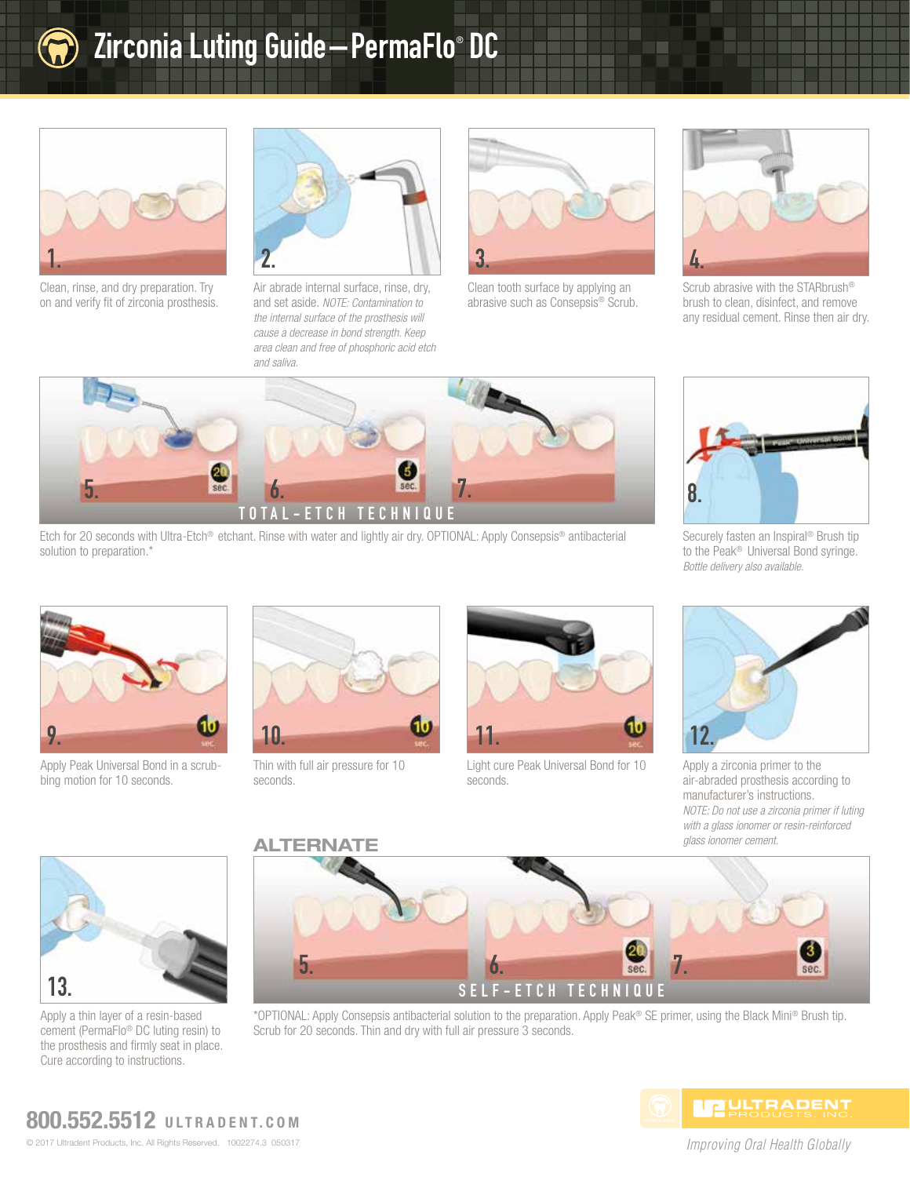# Zirconia Luting Guide—PermaFlo® DC

1. Clean, rinse, and dry preparation. Try on and verify fit of zirconia prosthesis.

2. Air abrade internal surface, rinse, dry, and set aside. *NOTE: Contamination to the internal surface of the prosthesis will cause a decrease in bond strength. Keep area clean and free of phosphoric acid etch and saliva.*

3. Clean tooth surface by applying an abrasive such as Consepsis® Scrub.

4. Scrub abrasive with the STARbrush® brush to clean, disinfect, and remove any residual cement. Rinse then air dry.

## TOTAL-ETCH TECHNIQUE

5. 20 sec.
6. 5 sec.
7.

Etch for 20 seconds with Ultra-Etch® etchant. Rinse with water and lightly air dry. OPTIONAL: Apply Consepsis® antibacterial solution to preparation.*

8. Securely fasten an Inspiral® Brush tip to the Peak® Universal Bond syringe. *Bottle delivery also available.*

9. Apply Peak Universal Bond in a scrubbing motion for 10 seconds.

10. Thin with full air pressure for 10 seconds.

11. Light cure Peak Universal Bond for 10 seconds.

12. Apply a zirconia primer to the air-abraded prosthesis according to manufacturer's instructions. *NOTE: Do not use a zirconia primer if luting with a glass ionomer or resin-reinforced glass ionomer cement.*

13. Apply a thin layer of a resin-based cement (PermaFlo® DC luting resin) to the prosthesis and firmly seat in place. Cure according to instructions.

## ALTERNATE

## SELF-ETCH TECHNIQUE

5.
6. 20 sec.
7. 3 sec.

*OPTIONAL: Apply Consepsis antibacterial solution to the preparation. Apply Peak® SE primer, using the Black Mini® Brush tip. Scrub for 20 seconds. Thin and dry with full air pressure 3 seconds.

**800.552.5512** ULTRADENT.COM

© 2017 Ultradent Products, Inc. All Rights Reserved. 1002274.3 050317

ULTRADENT PRODUCTS, INC.

*Improving Oral Health Globally*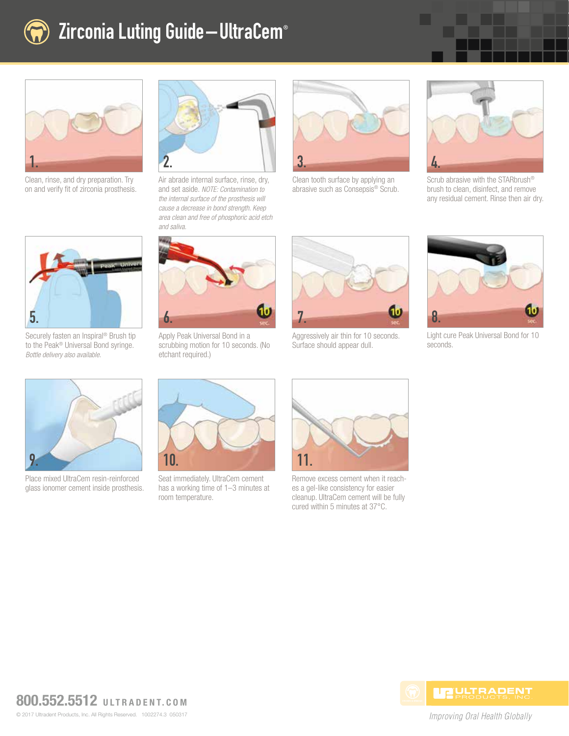# Zirconia Luting Guide—UltraCem®

1. Clean, rinse, and dry preparation. Try on and verify fit of zirconia prosthesis.

2. Air abrade internal surface, rinse, dry, and set aside. *NOTE: Contamination to the internal surface of the prosthesis will cause a decrease in bond strength. Keep area clean and free of phosphoric acid etch and saliva.*

3. Clean tooth surface by applying an abrasive such as Consepsis® Scrub.

4. Scrub abrasive with the STARbrush® brush to clean, disinfect, and remove any residual cement. Rinse then air dry.

5. Securely fasten an Inspiral® Brush tip to the Peak® Universal Bond syringe. *Bottle delivery also available.*

6. Apply Peak Universal Bond in a scrubbing motion for 10 seconds. (No etchant required.)

7. Aggressively air thin for 10 seconds. Surface should appear dull.

8. Light cure Peak Universal Bond for 10 seconds.

9. Place mixed UltraCem resin-reinforced glass ionomer cement inside prosthesis.

10. Seat immediately. UltraCem cement has a working time of 1–3 minutes at room temperature.

11. Remove excess cement when it reaches a gel-like consistency for easier cleanup. UltraCem cement will be fully cured within 5 minutes at 37°C.

**800.552.5512** ULTRADENT.COM

© 2017 Ultradent Products, Inc. All Rights Reserved. 1002274.3 050317

ULTRADENT PRODUCTS, INC.

*Improving Oral Health Globally*